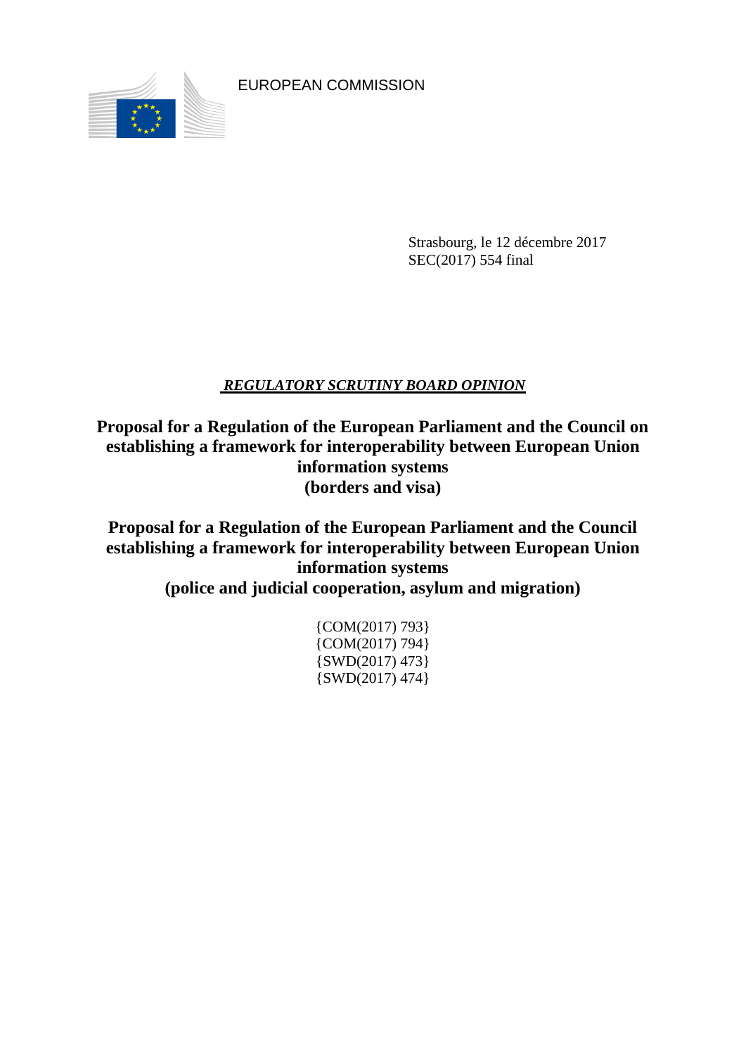EUROPEAN COMMISSION

Strasbourg, le 12 décembre 2017
SEC(2017) 554 final

***REGULATORY SCRUTINY BOARD OPINION***

# Proposal for a Regulation of the European Parliament and the Council on establishing a framework for interoperability between European Union information systems (borders and visa)

# Proposal for a Regulation of the European Parliament and the Council establishing a framework for interoperability between European Union information systems (police and judicial cooperation, asylum and migration)

{COM(2017) 793}
{COM(2017) 794}
{SWD(2017) 473}
{SWD(2017) 474}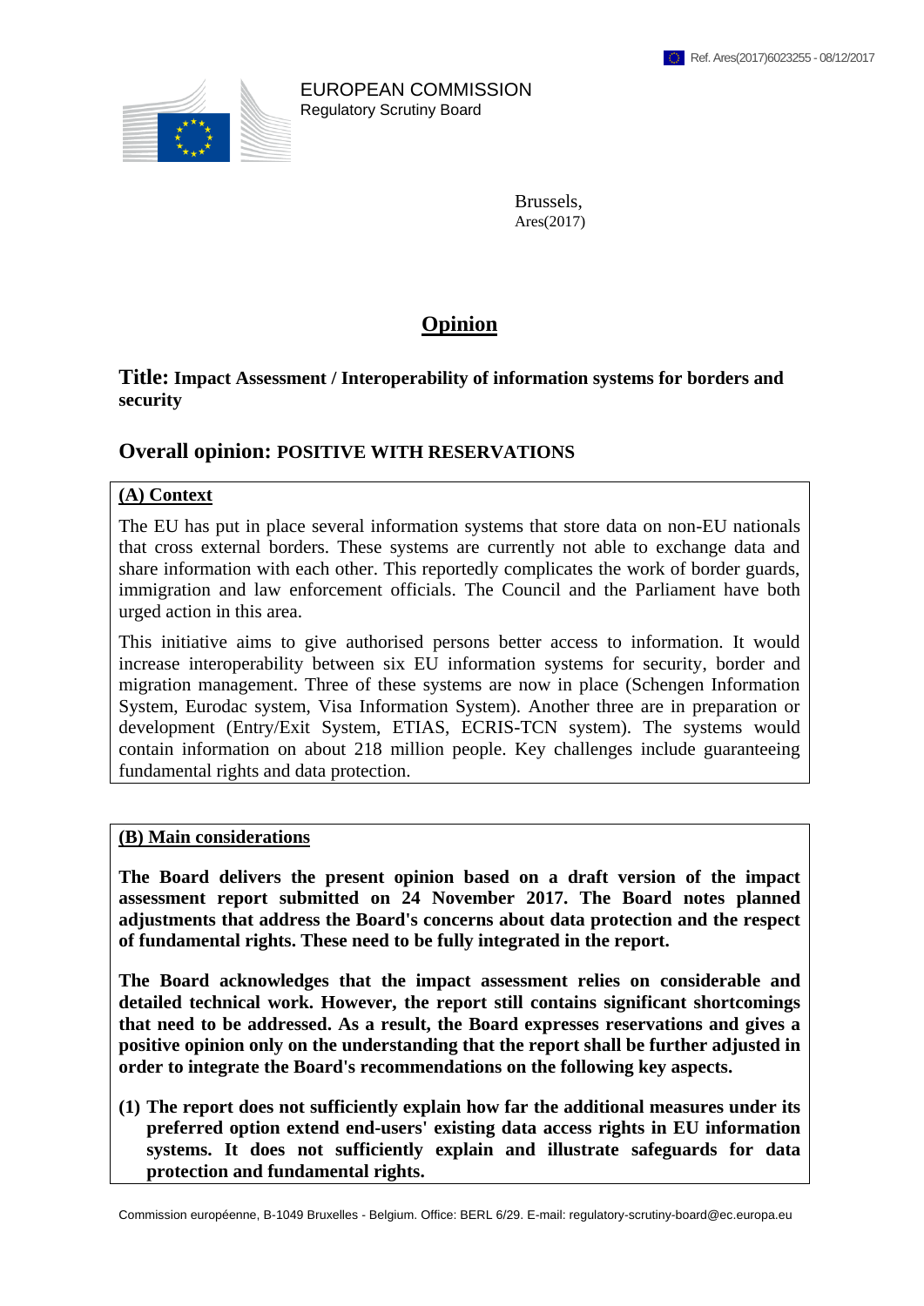EUROPEAN COMMISSION
Regulatory Scrutiny Board

Brussels,
Ares(2017)

# Opinion

## Title: Impact Assessment / Interoperability of information systems for borders and security

## Overall opinion: POSITIVE WITH RESERVATIONS

### (A) Context

The EU has put in place several information systems that store data on non-EU nationals that cross external borders. These systems are currently not able to exchange data and share information with each other. This reportedly complicates the work of border guards, immigration and law enforcement officials. The Council and the Parliament have both urged action in this area.

This initiative aims to give authorised persons better access to information. It would increase interoperability between six EU information systems for security, border and migration management. Three of these systems are now in place (Schengen Information System, Eurodac system, Visa Information System). Another three are in preparation or development (Entry/Exit System, ETIAS, ECRIS-TCN system). The systems would contain information on about 218 million people. Key challenges include guaranteeing fundamental rights and data protection.

### (B) Main considerations

**The Board delivers the present opinion based on a draft version of the impact assessment report submitted on 24 November 2017. The Board notes planned adjustments that address the Board's concerns about data protection and the respect of fundamental rights. These need to be fully integrated in the report.**

**The Board acknowledges that the impact assessment relies on considerable and detailed technical work. However, the report still contains significant shortcomings that need to be addressed. As a result, the Board expresses reservations and gives a positive opinion only on the understanding that the report shall be further adjusted in order to integrate the Board's recommendations on the following key aspects.**

**(1) The report does not sufficiently explain how far the additional measures under its preferred option extend end-users' existing data access rights in EU information systems. It does not sufficiently explain and illustrate safeguards for data protection and fundamental rights.**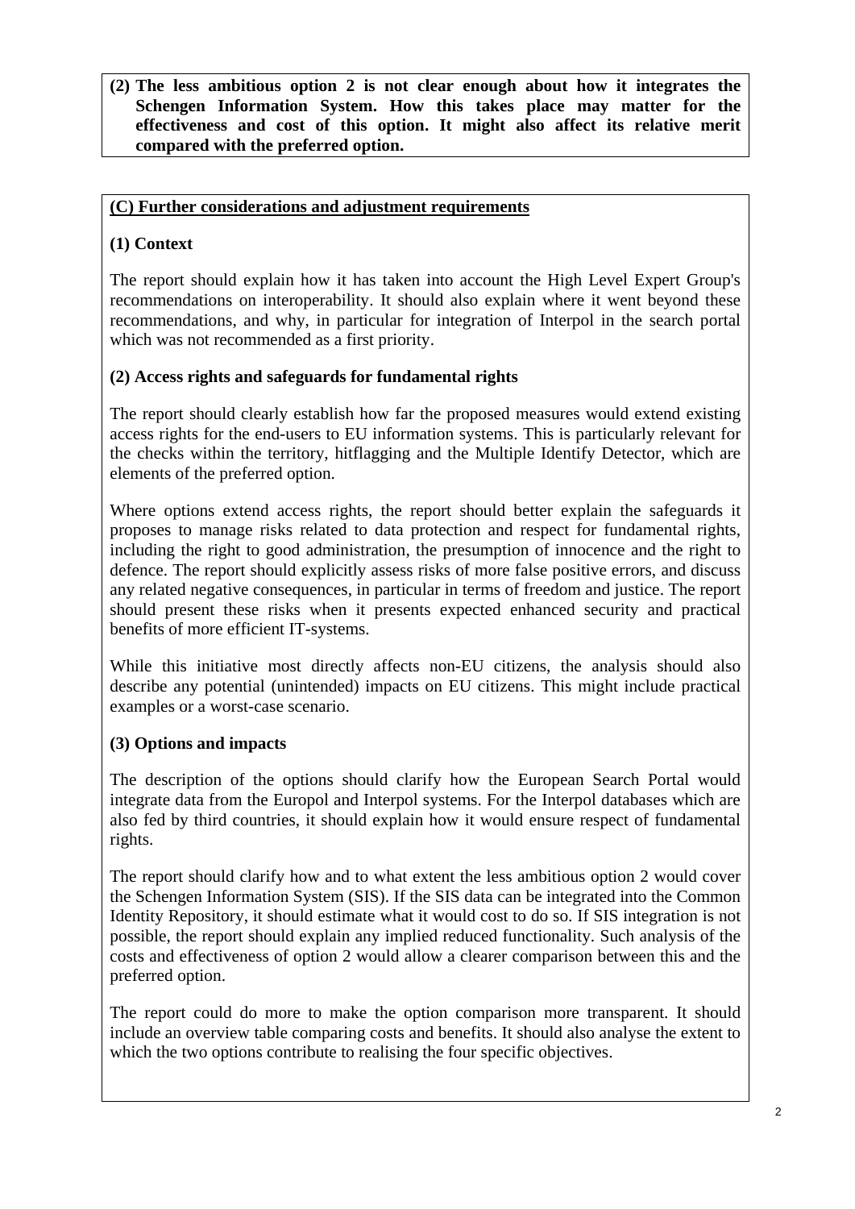**(2) The less ambitious option 2 is not clear enough about how it integrates the Schengen Information System. How this takes place may matter for the effectiveness and cost of this option. It might also affect its relative merit compared with the preferred option.**

## (C) Further considerations and adjustment requirements

### (1) Context

The report should explain how it has taken into account the High Level Expert Group's recommendations on interoperability. It should also explain where it went beyond these recommendations, and why, in particular for integration of Interpol in the search portal which was not recommended as a first priority.

### (2) Access rights and safeguards for fundamental rights

The report should clearly establish how far the proposed measures would extend existing access rights for the end-users to EU information systems. This is particularly relevant for the checks within the territory, hitflagging and the Multiple Identify Detector, which are elements of the preferred option.

Where options extend access rights, the report should better explain the safeguards it proposes to manage risks related to data protection and respect for fundamental rights, including the right to good administration, the presumption of innocence and the right to defence. The report should explicitly assess risks of more false positive errors, and discuss any related negative consequences, in particular in terms of freedom and justice. The report should present these risks when it presents expected enhanced security and practical benefits of more efficient IT-systems.

While this initiative most directly affects non-EU citizens, the analysis should also describe any potential (unintended) impacts on EU citizens. This might include practical examples or a worst-case scenario.

### (3) Options and impacts

The description of the options should clarify how the European Search Portal would integrate data from the Europol and Interpol systems. For the Interpol databases which are also fed by third countries, it should explain how it would ensure respect of fundamental rights.

The report should clarify how and to what extent the less ambitious option 2 would cover the Schengen Information System (SIS). If the SIS data can be integrated into the Common Identity Repository, it should estimate what it would cost to do so. If SIS integration is not possible, the report should explain any implied reduced functionality. Such analysis of the costs and effectiveness of option 2 would allow a clearer comparison between this and the preferred option.

The report could do more to make the option comparison more transparent. It should include an overview table comparing costs and benefits. It should also analyse the extent to which the two options contribute to realising the four specific objectives.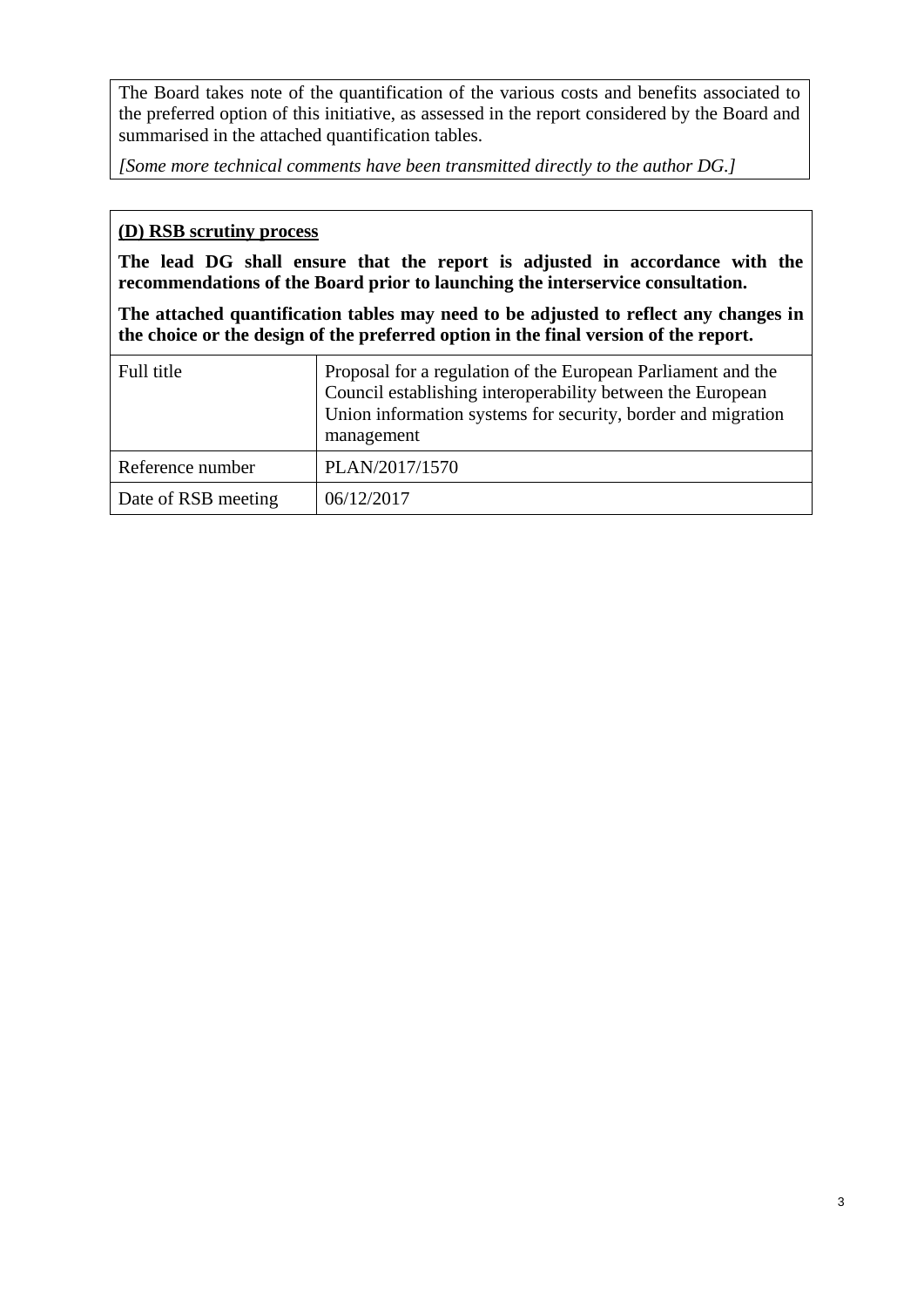The Board takes note of the quantification of the various costs and benefits associated to the preferred option of this initiative, as assessed in the report considered by the Board and summarised in the attached quantification tables.

*[Some more technical comments have been transmitted directly to the author DG.]*

**(D) RSB scrutiny process**

**The lead DG shall ensure that the report is adjusted in accordance with the recommendations of the Board prior to launching the interservice consultation.**

**The attached quantification tables may need to be adjusted to reflect any changes in the choice or the design of the preferred option in the final version of the report.**

| Full title | Proposal for a regulation of the European Parliament and the Council establishing interoperability between the European Union information systems for security, border and migration management |
|---|---|
| Reference number | PLAN/2017/1570 |
| Date of RSB meeting | 06/12/2017 |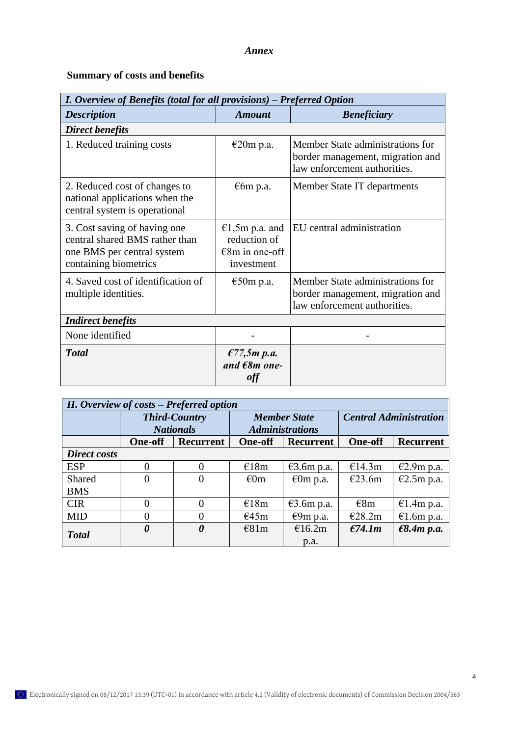*Annex*

**Summary of costs and benefits**

| ***I. Overview of Benefits (total for all provisions) – Preferred Option*** | | |
|---|---|---|
| ***Description*** | ***Amount*** | ***Beneficiary*** |
| ***Direct benefits*** | | |
| 1. Reduced training costs | €20m p.a. | Member State administrations for border management, migration and law enforcement authorities. |
| 2. Reduced cost of changes to national applications when the central system is operational | €6m p.a. | Member State IT departments |
| 3. Cost saving of having one central shared BMS rather than one BMS per central system containing biometrics | €1,5m p.a. and reduction of €8m in one-off investment | EU central administration |
| 4. Saved cost of identification of multiple identities. | €50m p.a. | Member State administrations for border management, migration and law enforcement authorities. |
| ***Indirect benefits*** | | |
| None identified | - | - |
| ***Total*** | ***€77,5m p.a. and €8m one-off*** | |

| ***II. Overview of costs – Preferred option*** | | | | | | |
|---|---|---|---|---|---|---|
| | ***Third-Country Nationals*** | | ***Member State Administrations*** | | ***Central Administration*** | |
| | **One-off** | **Recurrent** | **One-off** | **Recurrent** | **One-off** | **Recurrent** |
| ***Direct costs*** | | | | | | |
| ESP | 0 | 0 | €18m | €3.6m p.a. | €14.3m | €2.9m p.a. |
| Shared BMS | 0 | 0 | €0m | €0m p.a. | €23.6m | €2.5m p.a. |
| CIR | 0 | 0 | €18m | €3.6m p.a. | €8m | €1.4m p.a. |
| MID | 0 | 0 | €45m | €9m p.a. | €28.2m | €1.6m p.a. |
| ***Total*** | ***0*** | ***0*** | €81m | €16.2m p.a. | ***€74.1m*** | ***€8.4m p.a.*** |